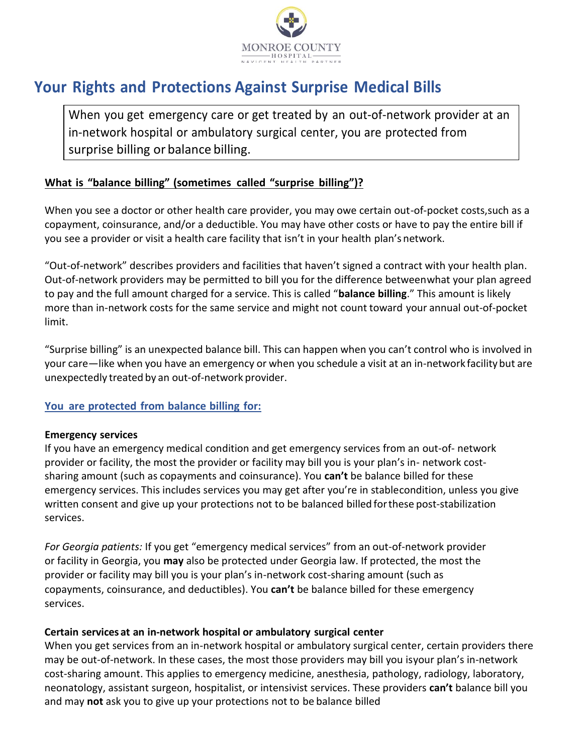MONROE COUNTY HOSPITAL

NAVICENT HEALTH PARTNER

# Your Rights and Protections Against Surprise Medical Bills

When you get emergency care or get treated by an out-of-network provider at an in-network hospital or ambulatory surgical center, you are protected from surprise billing or balance billing.

## What is "balance billing" (sometimes called "surprise billing")?

When you see a doctor or other health care provider, you may owe certain out-of-pocket costs, such as a copayment, coinsurance, and/or a deductible. You may have other costs or have to pay the entire bill if you see a provider or visit a health care facility that isn't in your health plan's network.

"Out-of-network" describes providers and facilities that haven't signed a contract with your health plan. Out-of-network providers may be permitted to bill you for the difference between what your plan agreed to pay and the full amount charged for a service. This is called "**balance billing**." This amount is likely more than in-network costs for the same service and might not count toward your annual out-of-pocket limit.

"Surprise billing" is an unexpected balance bill. This can happen when you can't control who is involved in your care—like when you have an emergency or when you schedule a visit at an in-network facility but are unexpectedly treated by an out-of-network provider.

## You are protected from balance billing for:

**Emergency services**

If you have an emergency medical condition and get emergency services from an out-of- network provider or facility, the most the provider or facility may bill you is your plan's in- network cost-sharing amount (such as copayments and coinsurance). You **can't** be balance billed for these emergency services. This includes services you may get after you're in stable condition, unless you give written consent and give up your protections not to be balanced billed for these post-stabilization services.

*For Georgia patients:* If you get "emergency medical services" from an out-of-network provider or facility in Georgia, you **may** also be protected under Georgia law. If protected, the most the provider or facility may bill you is your plan's in-network cost-sharing amount (such as copayments, coinsurance, and deductibles). You **can't** be balance billed for these emergency services.

**Certain services at an in-network hospital or ambulatory surgical center**

When you get services from an in-network hospital or ambulatory surgical center, certain providers there may be out-of-network. In these cases, the most those providers may bill you is your plan's in-network cost-sharing amount. This applies to emergency medicine, anesthesia, pathology, radiology, laboratory, neonatology, assistant surgeon, hospitalist, or intensivist services. These providers **can't** balance bill you and may **not** ask you to give up your protections not to be balance billed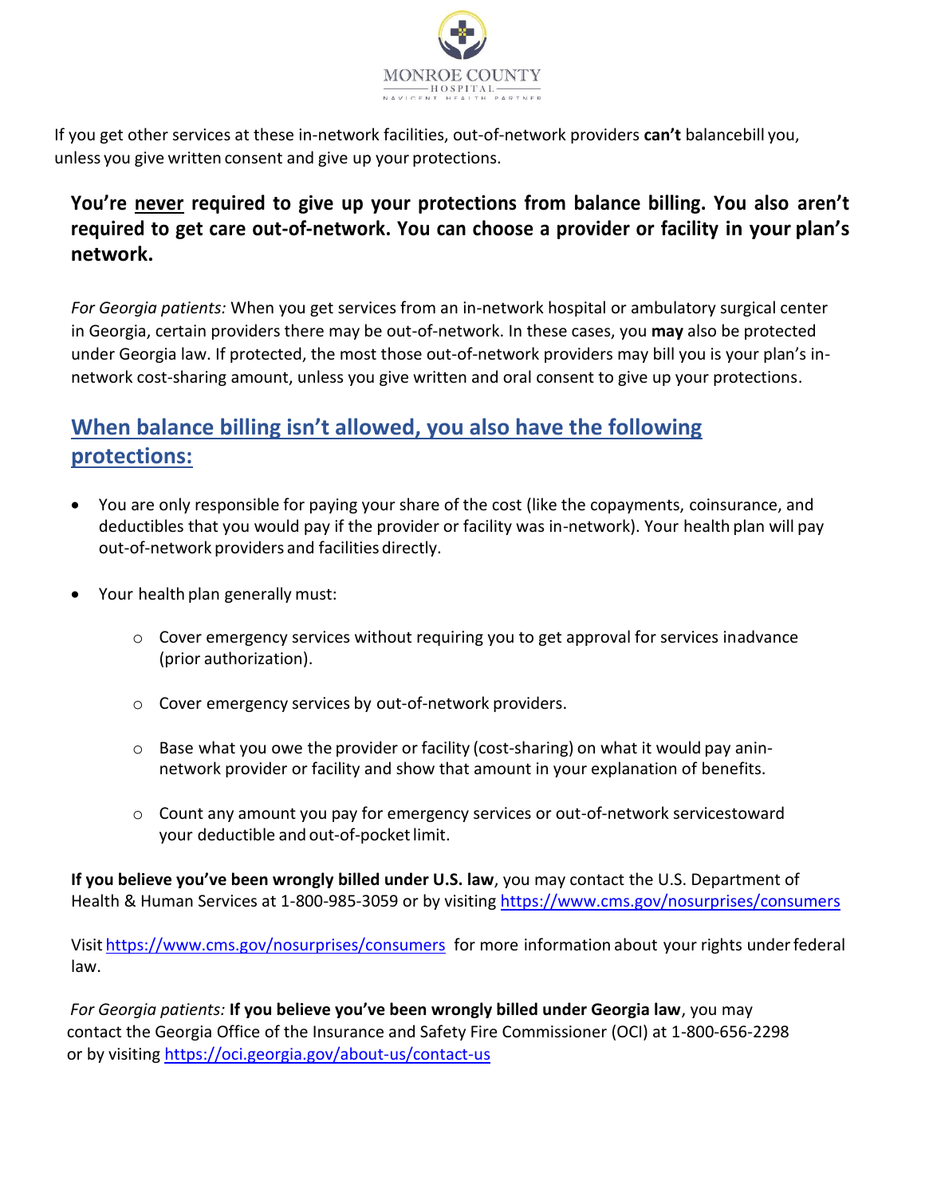If you get other services at these in-network facilities, out-of-network providers **can't** balancebill you, unless you give written consent and give up your protections.

**You're <u>never</u> required to give up your protections from balance billing. You also aren't required to get care out-of-network. You can choose a provider or facility in your plan's network.**

*For Georgia patients:* When you get services from an in-network hospital or ambulatory surgical center in Georgia, certain providers there may be out-of-network. In these cases, you **may** also be protected under Georgia law. If protected, the most those out-of-network providers may bill you is your plan's in-network cost-sharing amount, unless you give written and oral consent to give up your protections.

## When balance billing isn't allowed, you also have the following protections:

- You are only responsible for paying your share of the cost (like the copayments, coinsurance, and deductibles that you would pay if the provider or facility was in-network). Your health plan will pay out-of-network providers and facilities directly.
- Your health plan generally must:
  - Cover emergency services without requiring you to get approval for services inadvance (prior authorization).
  - Cover emergency services by out-of-network providers.
  - Base what you owe the provider or facility (cost-sharing) on what it would pay anin-network provider or facility and show that amount in your explanation of benefits.
  - Count any amount you pay for emergency services or out-of-network servicestoward your deductible and out-of-pocket limit.

**If you believe you've been wrongly billed under U.S. law**, you may contact the U.S. Department of Health & Human Services at 1-800-985-3059 or by visiting https://www.cms.gov/nosurprises/consumers

Visit https://www.cms.gov/nosurprises/consumers for more information about your rights under federal law.

*For Georgia patients:* **If you believe you've been wrongly billed under Georgia law**, you may contact the Georgia Office of the Insurance and Safety Fire Commissioner (OCI) at 1-800-656-2298 or by visiting https://oci.georgia.gov/about-us/contact-us